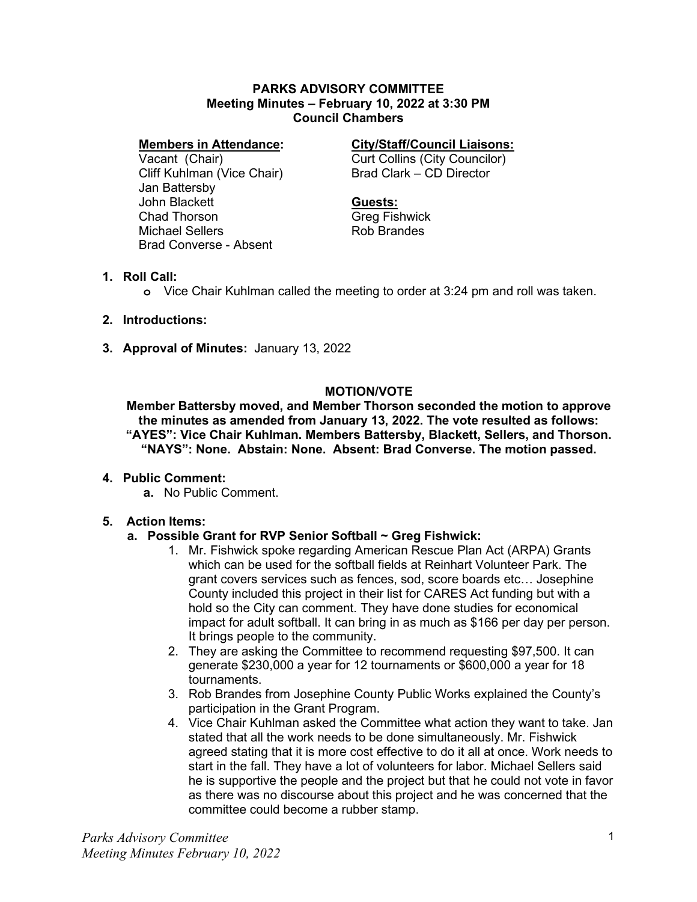**PARKS ADVISORY COMMITTEE**
**Meeting Minutes – February 10, 2022 at 3:30 PM**
**Council Chambers**

**Members in Attendance:**
Vacant (Chair)
Cliff Kuhlman (Vice Chair)
Jan Battersby
John Blackett
Chad Thorson
Michael Sellers
Brad Converse - Absent

**City/Staff/Council Liaisons:**
Curt Collins (City Councilor)
Brad Clark – CD Director

**Guests:**
Greg Fishwick
Rob Brandes

1. **Roll Call:**
   - Vice Chair Kuhlman called the meeting to order at 3:24 pm and roll was taken.

2. **Introductions:**

3. **Approval of Minutes:** January 13, 2022

**MOTION/VOTE**

**Member Battersby moved, and Member Thorson seconded the motion to approve the minutes as amended from January 13, 2022. The vote resulted as follows: "AYES": Vice Chair Kuhlman. Members Battersby, Blackett, Sellers, and Thorson. "NAYS": None. Abstain: None. Absent: Brad Converse. The motion passed.**

4. **Public Comment:**
   a. No Public Comment.

5. **Action Items:**
   a. **Possible Grant for RVP Senior Softball ~ Greg Fishwick:**
      1. Mr. Fishwick spoke regarding American Rescue Plan Act (ARPA) Grants which can be used for the softball fields at Reinhart Volunteer Park. The grant covers services such as fences, sod, score boards etc… Josephine County included this project in their list for CARES Act funding but with a hold so the City can comment. They have done studies for economical impact for adult softball. It can bring in as much as $166 per day per person. It brings people to the community.
      2. They are asking the Committee to recommend requesting $97,500. It can generate $230,000 a year for 12 tournaments or $600,000 a year for 18 tournaments.
      3. Rob Brandes from Josephine County Public Works explained the County's participation in the Grant Program.
      4. Vice Chair Kuhlman asked the Committee what action they want to take. Jan stated that all the work needs to be done simultaneously. Mr. Fishwick agreed stating that it is more cost effective to do it all at once. Work needs to start in the fall. They have a lot of volunteers for labor. Michael Sellers said he is supportive the people and the project but that he could not vote in favor as there was no discourse about this project and he was concerned that the committee could become a rubber stamp.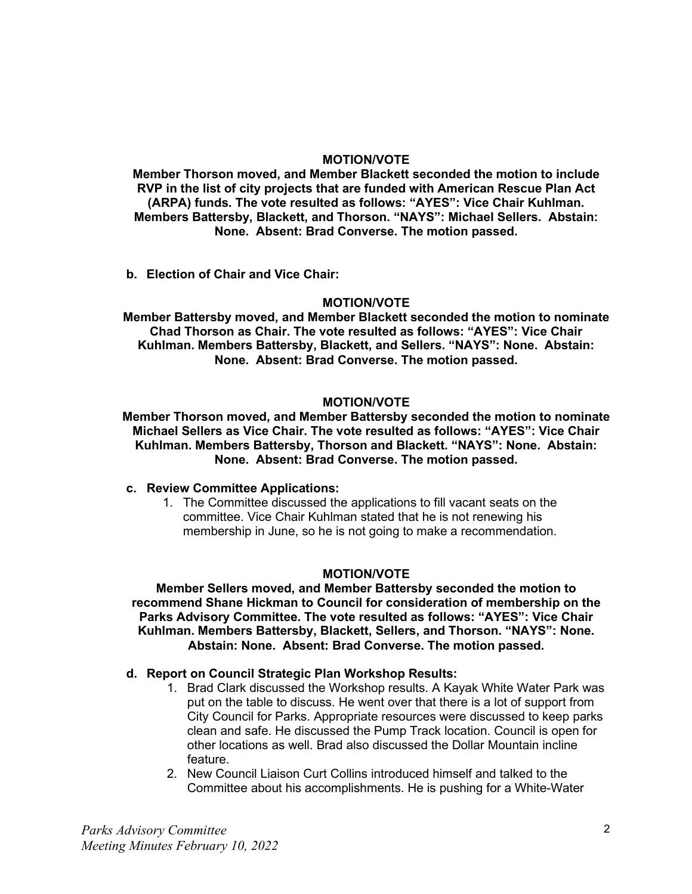**MOTION/VOTE**

**Member Thorson moved, and Member Blackett seconded the motion to include RVP in the list of city projects that are funded with American Rescue Plan Act (ARPA) funds. The vote resulted as follows: "AYES": Vice Chair Kuhlman. Members Battersby, Blackett, and Thorson. "NAYS": Michael Sellers. Abstain: None. Absent: Brad Converse. The motion passed.**

**b. Election of Chair and Vice Chair:**

**MOTION/VOTE**

**Member Battersby moved, and Member Blackett seconded the motion to nominate Chad Thorson as Chair. The vote resulted as follows: "AYES": Vice Chair Kuhlman. Members Battersby, Blackett, and Sellers. "NAYS": None. Abstain: None. Absent: Brad Converse. The motion passed.**

**MOTION/VOTE**

**Member Thorson moved, and Member Battersby seconded the motion to nominate Michael Sellers as Vice Chair. The vote resulted as follows: "AYES": Vice Chair Kuhlman. Members Battersby, Thorson and Blackett. "NAYS": None. Abstain: None. Absent: Brad Converse. The motion passed.**

**c. Review Committee Applications:**

1. The Committee discussed the applications to fill vacant seats on the committee. Vice Chair Kuhlman stated that he is not renewing his membership in June, so he is not going to make a recommendation.

**MOTION/VOTE**

**Member Sellers moved, and Member Battersby seconded the motion to recommend Shane Hickman to Council for consideration of membership on the Parks Advisory Committee. The vote resulted as follows: "AYES": Vice Chair Kuhlman. Members Battersby, Blackett, Sellers, and Thorson. "NAYS": None. Abstain: None. Absent: Brad Converse. The motion passed.**

**d. Report on Council Strategic Plan Workshop Results:**

1. Brad Clark discussed the Workshop results. A Kayak White Water Park was put on the table to discuss. He went over that there is a lot of support from City Council for Parks. Appropriate resources were discussed to keep parks clean and safe. He discussed the Pump Track location. Council is open for other locations as well. Brad also discussed the Dollar Mountain incline feature.
2. New Council Liaison Curt Collins introduced himself and talked to the Committee about his accomplishments. He is pushing for a White-Water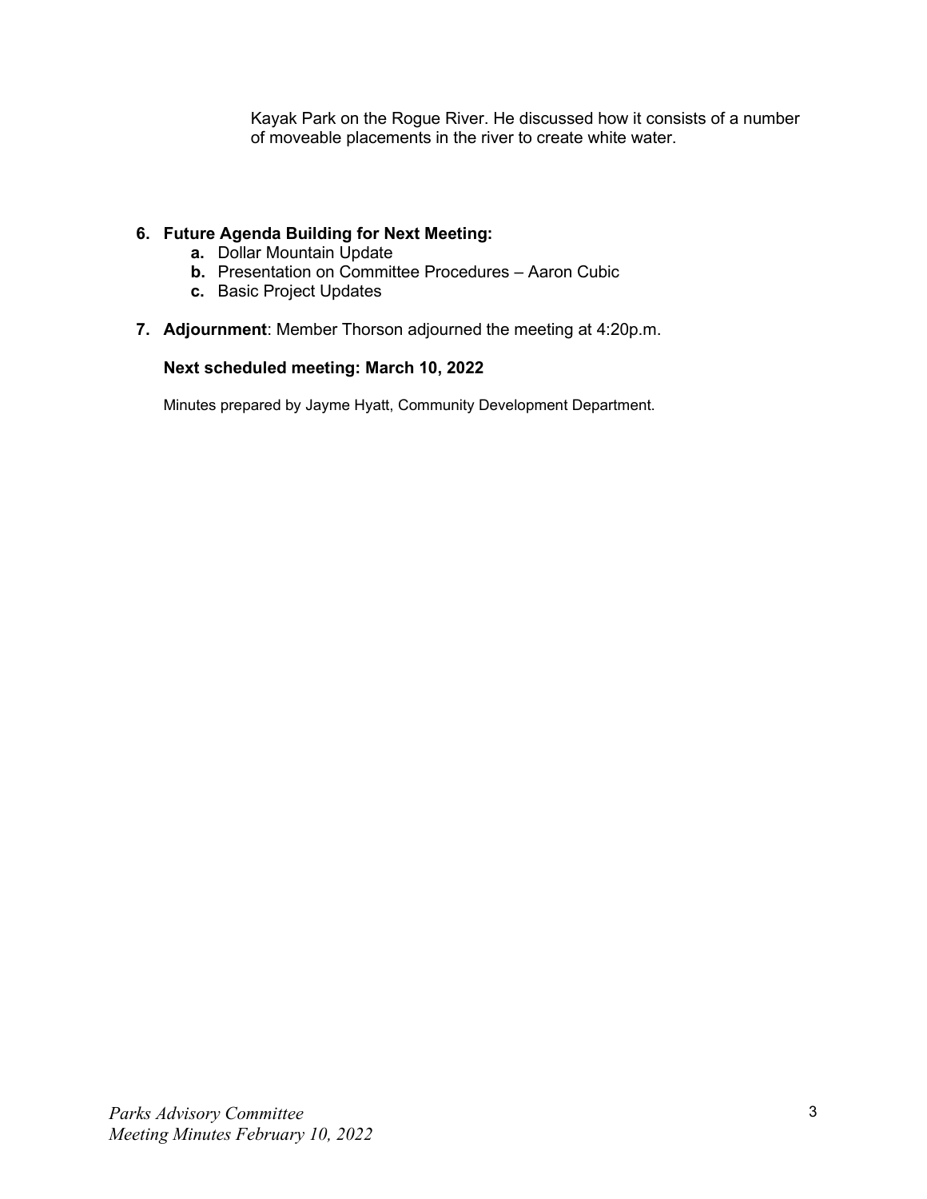Kayak Park on the Rogue River. He discussed how it consists of a number of moveable placements in the river to create white water.

6. **Future Agenda Building for Next Meeting:**
   - **a.** Dollar Mountain Update
   - **b.** Presentation on Committee Procedures – Aaron Cubic
   - **c.** Basic Project Updates

7. **Adjournment**: Member Thorson adjourned the meeting at 4:20p.m.

**Next scheduled meeting: March 10, 2022**

Minutes prepared by Jayme Hyatt, Community Development Department.